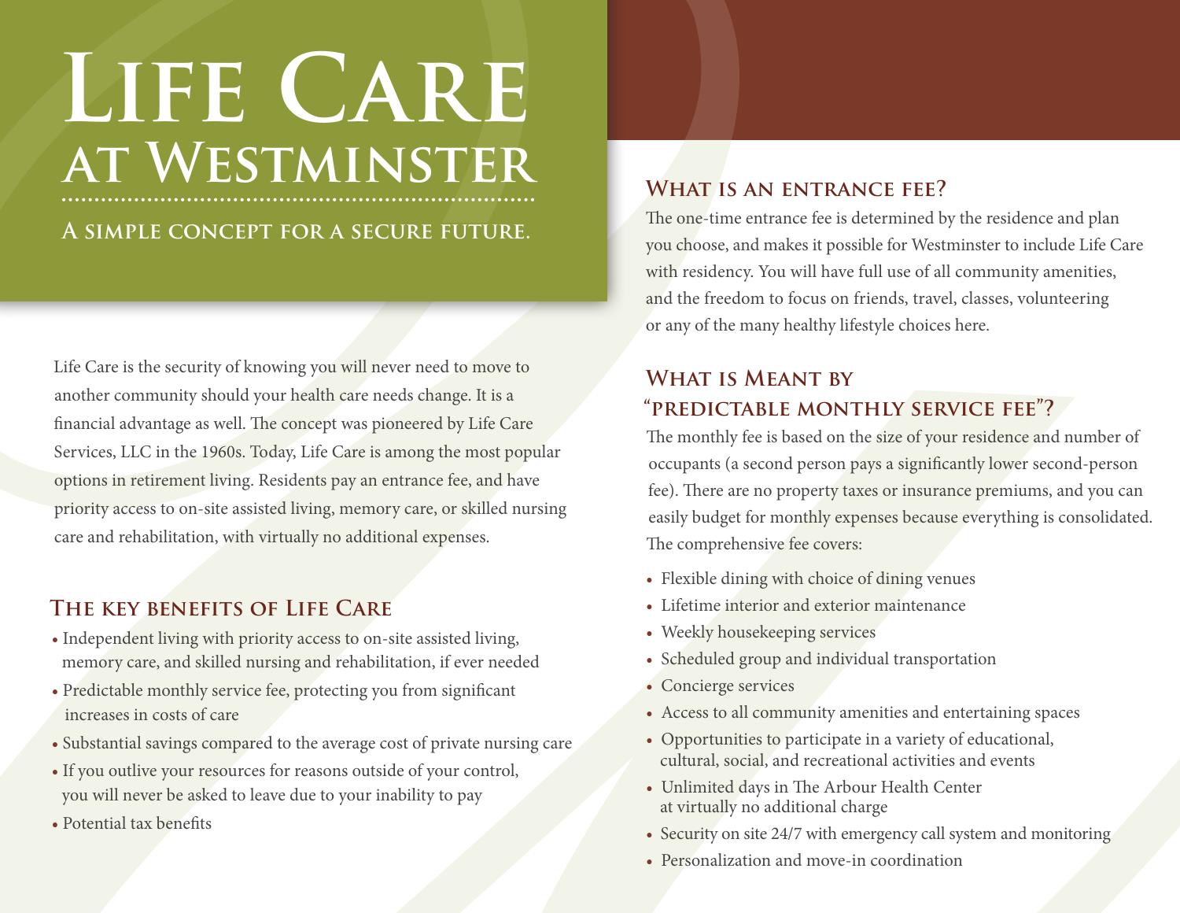# Life Care at Westminster

**A simple concept for a secure future.**

Life Care is the security of knowing you will never need to move to another community should your health care needs change. It is a financial advantage as well. The concept was pioneered by Life Care Services, LLC in the 1960s. Today, Life Care is among the most popular options in retirement living. Residents pay an entrance fee, and have priority access to on-site assisted living, memory care, or skilled nursing care and rehabilitation, with virtually no additional expenses.

## The key benefits of Life Care

- Independent living with priority access to on-site assisted living, memory care, and skilled nursing and rehabilitation, if ever needed
- Predictable monthly service fee, protecting you from significant increases in costs of care
- Substantial savings compared to the average cost of private nursing care
- If you outlive your resources for reasons outside of your control, you will never be asked to leave due to your inability to pay
- Potential tax benefits

## What is an entrance fee?

The one-time entrance fee is determined by the residence and plan you choose, and makes it possible for Westminster to include Life Care with residency. You will have full use of all community amenities, and the freedom to focus on friends, travel, classes, volunteering or any of the many healthy lifestyle choices here.

## What is Meant by "predictable monthly service fee"?

The monthly fee is based on the size of your residence and number of occupants (a second person pays a significantly lower second-person fee). There are no property taxes or insurance premiums, and you can easily budget for monthly expenses because everything is consolidated. The comprehensive fee covers:

- Flexible dining with choice of dining venues
- Lifetime interior and exterior maintenance
- Weekly housekeeping services
- Scheduled group and individual transportation
- Concierge services
- Access to all community amenities and entertaining spaces
- Opportunities to participate in a variety of educational, cultural, social, and recreational activities and events
- Unlimited days in The Arbour Health Center at virtually no additional charge
- Security on site 24/7 with emergency call system and monitoring
- Personalization and move-in coordination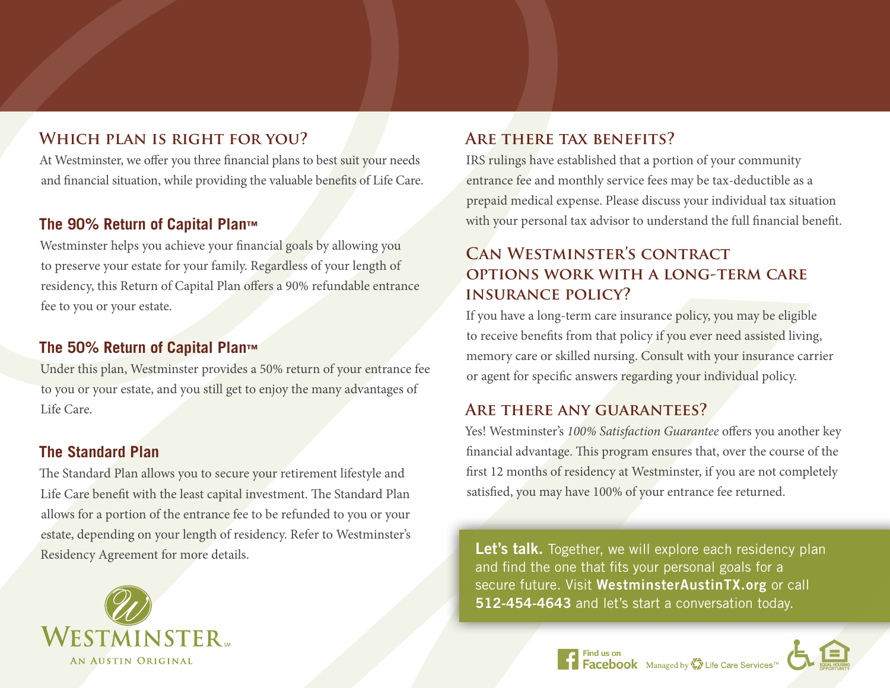## Which plan is right for you?

At Westminster, we offer you three financial plans to best suit your needs and financial situation, while providing the valuable benefits of Life Care.

### The 90% Return of Capital Plan™

Westminster helps you achieve your financial goals by allowing you to preserve your estate for your family. Regardless of your length of residency, this Return of Capital Plan offers a 90% refundable entrance fee to you or your estate.

### The 50% Return of Capital Plan™

Under this plan, Westminster provides a 50% return of your entrance fee to you or your estate, and you still get to enjoy the many advantages of Life Care.

### The Standard Plan

The Standard Plan allows you to secure your retirement lifestyle and Life Care benefit with the least capital investment. The Standard Plan allows for a portion of the entrance fee to be refunded to you or your estate, depending on your length of residency. Refer to Westminster's Residency Agreement for more details.

Westminster℠
An Austin Original

## Are there tax benefits?

IRS rulings have established that a portion of your community entrance fee and monthly service fees may be tax-deductible as a prepaid medical expense. Please discuss your individual tax situation with your personal tax advisor to understand the full financial benefit.

## Can Westminster's contract options work with a long-term care insurance policy?

If you have a long-term care insurance policy, you may be eligible to receive benefits from that policy if you ever need assisted living, memory care or skilled nursing. Consult with your insurance carrier or agent for specific answers regarding your individual policy.

## Are there any guarantees?

Yes! Westminster's *100% Satisfaction Guarantee* offers you another key financial advantage. This program ensures that, over the course of the first 12 months of residency at Westminster, if you are not completely satisfied, you may have 100% of your entrance fee returned.

**Let's talk.** Together, we will explore each residency plan and find the one that fits your personal goals for a secure future. Visit **WestminsterAustinTX.org** or call **512-454-4643** and let's start a conversation today.

Find us on Facebook Managed by Life Care Services™ Equal Housing Opportunity